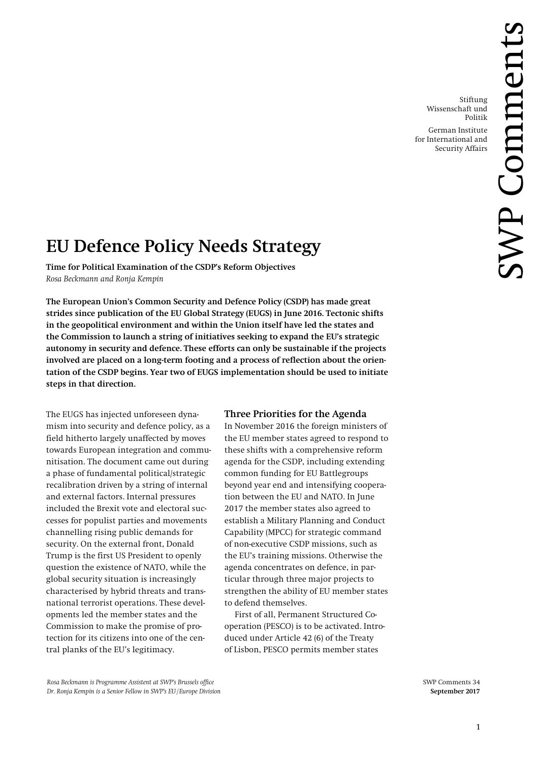Stiftung Wissenschaft und Politik

German Institute for International and Security Affairs

SWP Comments

# EU Defence Policy Needs Strategy

**Time for Political Examination of the CSDP's Reform Objectives**

*Rosa Beckmann and Ronja Kempin*

**The European Union's Common Security and Defence Policy (CSDP) has made great strides since publication of the EU Global Strategy (EUGS) in June 2016. Tectonic shifts in the geopolitical environment and within the Union itself have led the states and the Commission to launch a string of initiatives seeking to expand the EU's strategic autonomy in security and defence. These efforts can only be sustainable if the projects involved are placed on a long-term footing and a process of reflection about the orientation of the CSDP begins. Year two of EUGS implementation should be used to initiate steps in that direction.**

The EUGS has injected unforeseen dynamism into security and defence policy, as a field hitherto largely unaffected by moves towards European integration and communitisation. The document came out during a phase of fundamental political/strategic recalibration driven by a string of internal and external factors. Internal pressures included the Brexit vote and electoral successes for populist parties and movements channelling rising public demands for security. On the external front, Donald Trump is the first US President to openly question the existence of NATO, while the global security situation is increasingly characterised by hybrid threats and transnational terrorist operations. These developments led the member states and the Commission to make the promise of protection for its citizens into one of the central planks of the EU's legitimacy.

## Three Priorities for the Agenda

In November 2016 the foreign ministers of the EU member states agreed to respond to these shifts with a comprehensive reform agenda for the CSDP, including extending common funding for EU Battlegroups beyond year end and intensifying cooperation between the EU and NATO. In June 2017 the member states also agreed to establish a Military Planning and Conduct Capability (MPCC) for strategic command of non-executive CSDP missions, such as the EU's training missions. Otherwise the agenda concentrates on defence, in particular through three major projects to strengthen the ability of EU member states to defend themselves.

First of all, Permanent Structured Cooperation (PESCO) is to be activated. Introduced under Article 42 (6) of the Treaty of Lisbon, PESCO permits member states

*Rosa Beckmann is Programme Assistant at SWP's Brussels office*
*Dr. Ronja Kempin is a Senior Fellow in SWP's EU/Europe Division*

SWP Comments 34
**September 2017**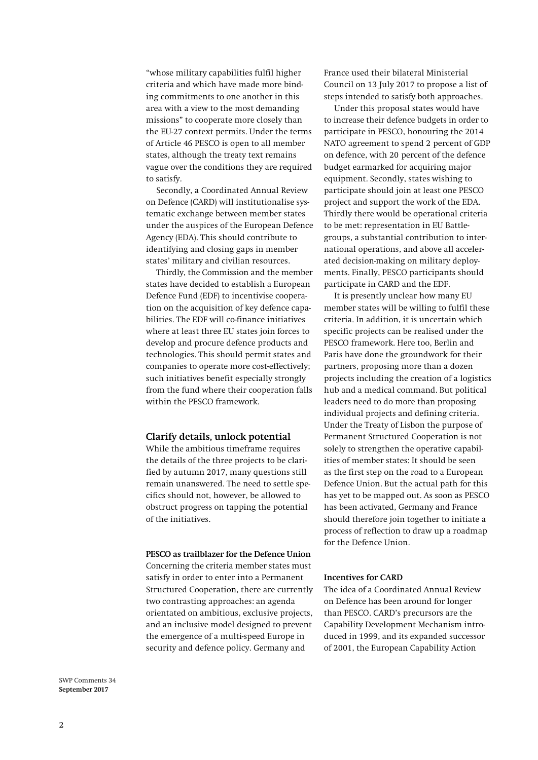"whose military capabilities fulfil higher criteria and which have made more binding commitments to one another in this area with a view to the most demanding missions" to cooperate more closely than the EU-27 context permits. Under the terms of Article 46 PESCO is open to all member states, although the treaty text remains vague over the conditions they are required to satisfy.

Secondly, a Coordinated Annual Review on Defence (CARD) will institutionalise systematic exchange between member states under the auspices of the European Defence Agency (EDA). This should contribute to identifying and closing gaps in member states' military and civilian resources.

Thirdly, the Commission and the member states have decided to establish a European Defence Fund (EDF) to incentivise cooperation on the acquisition of key defence capabilities. The EDF will co-finance initiatives where at least three EU states join forces to develop and procure defence products and technologies. This should permit states and companies to operate more cost-effectively; such initiatives benefit especially strongly from the fund where their cooperation falls within the PESCO framework.

## Clarify details, unlock potential

While the ambitious timeframe requires the details of the three projects to be clarified by autumn 2017, many questions still remain unanswered. The need to settle specifics should not, however, be allowed to obstruct progress on tapping the potential of the initiatives.

### PESCO as trailblazer for the Defence Union

Concerning the criteria member states must satisfy in order to enter into a Permanent Structured Cooperation, there are currently two contrasting approaches: an agenda orientated on ambitious, exclusive projects, and an inclusive model designed to prevent the emergence of a multi-speed Europe in security and defence policy. Germany and France used their bilateral Ministerial Council on 13 July 2017 to propose a list of steps intended to satisfy both approaches.

Under this proposal states would have to increase their defence budgets in order to participate in PESCO, honouring the 2014 NATO agreement to spend 2 percent of GDP on defence, with 20 percent of the defence budget earmarked for acquiring major equipment. Secondly, states wishing to participate should join at least one PESCO project and support the work of the EDA. Thirdly there would be operational criteria to be met: representation in EU Battlegroups, a substantial contribution to international operations, and above all accelerated decision-making on military deployments. Finally, PESCO participants should participate in CARD and the EDF.

It is presently unclear how many EU member states will be willing to fulfil these criteria. In addition, it is uncertain which specific projects can be realised under the PESCO framework. Here too, Berlin and Paris have done the groundwork for their partners, proposing more than a dozen projects including the creation of a logistics hub and a medical command. But political leaders need to do more than proposing individual projects and defining criteria. Under the Treaty of Lisbon the purpose of Permanent Structured Cooperation is not solely to strengthen the operative capabilities of member states: It should be seen as the first step on the road to a European Defence Union. But the actual path for this has yet to be mapped out. As soon as PESCO has been activated, Germany and France should therefore join together to initiate a process of reflection to draw up a roadmap for the Defence Union.

### Incentives for CARD

The idea of a Coordinated Annual Review on Defence has been around for longer than PESCO. CARD's precursors are the Capability Development Mechanism introduced in 1999, and its expanded successor of 2001, the European Capability Action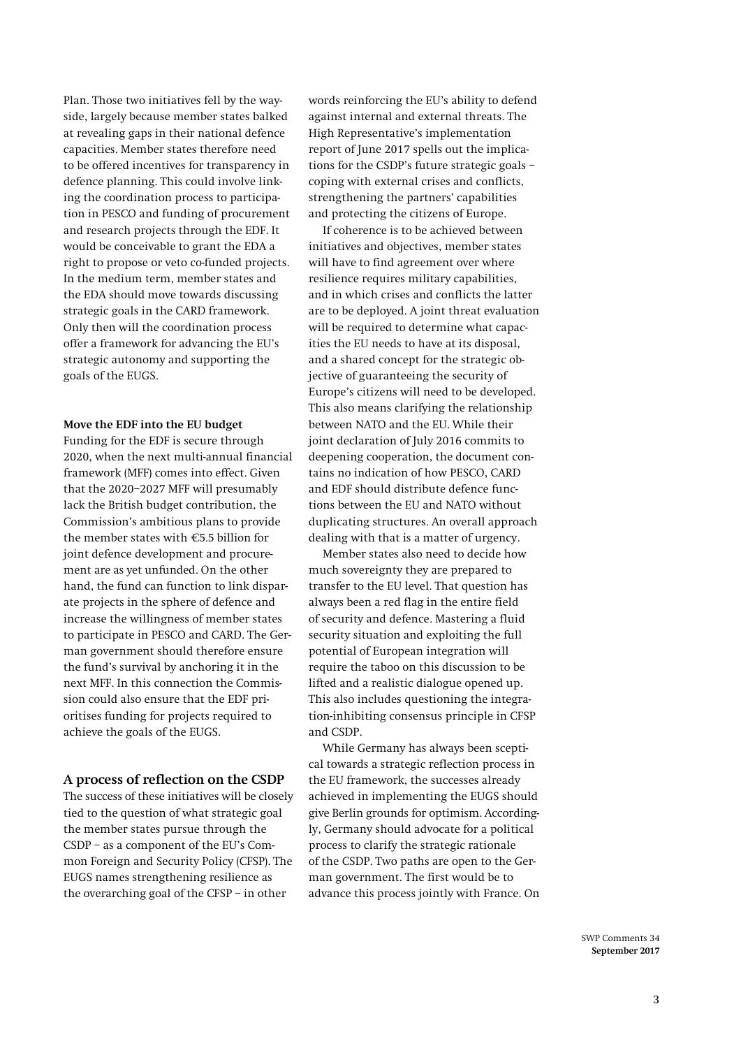Plan. Those two initiatives fell by the wayside, largely because member states balked at revealing gaps in their national defence capacities. Member states therefore need to be offered incentives for transparency in defence planning. This could involve linking the coordination process to participation in PESCO and funding of procurement and research projects through the EDF. It would be conceivable to grant the EDA a right to propose or veto co-funded projects. In the medium term, member states and the EDA should move towards discussing strategic goals in the CARD framework. Only then will the coordination process offer a framework for advancing the EU's strategic autonomy and supporting the goals of the EUGS.

**Move the EDF into the EU budget**

Funding for the EDF is secure through 2020, when the next multi-annual financial framework (MFF) comes into effect. Given that the 2020–2027 MFF presumably lack the British budget contribution, the Commission's ambitious plans to provide the member states with €5.5 billion for joint defence development and procurement are as yet unfunded. On the other hand, the fund can function to link disparate projects in the sphere of defence and increase the willingness of member states to participate in PESCO and CARD. The German government should therefore ensure the fund's survival by anchoring it in the next MFF. In this connection the Commission could also ensure that the EDF prioritises funding for projects required to achieve the goals of the EUGS.

## A process of reflection on the CSDP

The success of these initiatives will be closely tied to the question of what strategic goal the member states pursue through the CSDP – as a component of the EU's Common Foreign and Security Policy (CFSP). The EUGS names strengthening resilience as the overarching goal of the CFSP – in other words reinforcing the EU's ability to defend against internal and external threats. The High Representative's implementation report of June 2017 spells out the implications for the CSDP's future strategic goals – coping with external crises and conflicts, strengthening the partners' capabilities and protecting the citizens of Europe.

If coherence is to be achieved between initiatives and objectives, member states will have to find agreement over where resilience requires military capabilities, and in which crises and conflicts the latter are to be deployed. A joint threat evaluation will be required to determine what capacities the EU needs to have at its disposal, and a shared concept for the strategic objective of guaranteeing the security of Europe's citizens will need to be developed. This also means clarifying the relationship between NATO and the EU. While their joint declaration of July 2016 commits to deepening cooperation, the document contains no indication of how PESCO, CARD and EDF should distribute defence functions between the EU and NATO without duplicating structures. An overall approach dealing with that is a matter of urgency.

Member states also need to decide how much sovereignty they are prepared to transfer to the EU level. That question has always been a red flag in the entire field of security and defence. Mastering a fluid security situation and exploiting the full potential of European integration will require the taboo on this discussion to be lifted and a realistic dialogue opened up. This also includes questioning the integration-inhibiting consensus principle in CFSP and CSDP.

While Germany has always been sceptical towards a strategic reflection process in the EU framework, the successes already achieved in implementing the EUGS should give Berlin grounds for optimism. Accordingly, Germany should advocate for a political process to clarify the strategic rationale of the CSDP. Two paths are open to the German government. The first would be to advance this process jointly with France. On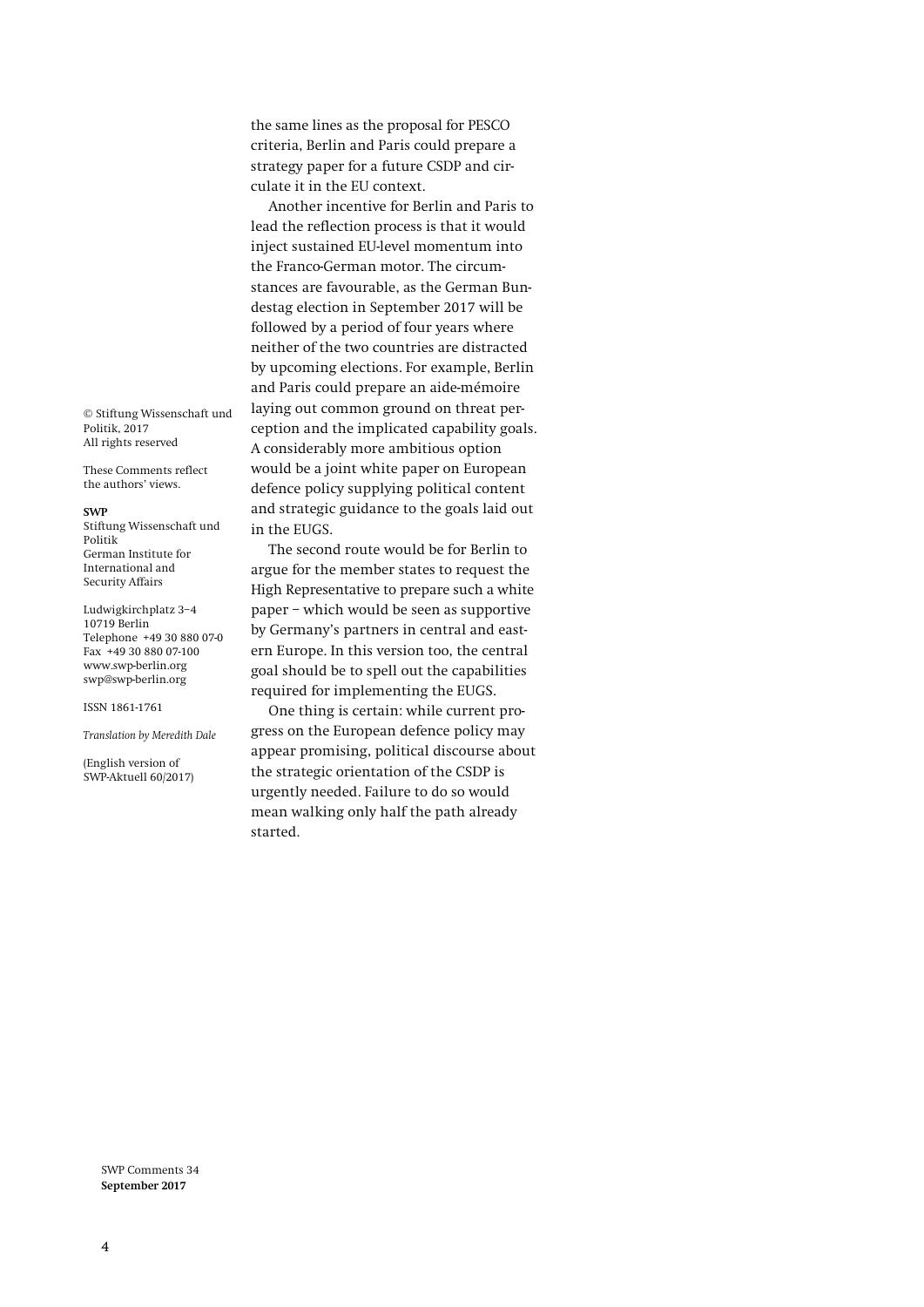the same lines as the proposal for PESCO criteria, Berlin and Paris could prepare a strategy paper for a future CSDP and circulate it in the EU context.

Another incentive for Berlin and Paris to lead the reflection process is that it would inject sustained EU-level momentum into the Franco-German motor. The circumstances are favourable, as the German Bundestag election in September 2017 will be followed by a period of four years where neither of the two countries are distracted by upcoming elections. For example, Berlin and Paris could prepare an aide-mémoire laying out common ground on threat perception and the implicated capability goals. A considerably more ambitious option would be a joint white paper on European defence policy supplying political content and strategic guidance to the goals laid out in the EUGS.

The second route would be for Berlin to argue for the member states to request the High Representative to prepare such a white paper – which would be seen as supportive by Germany's partners in central and eastern Europe. In this version too, the central goal should be to spell out the capabilities required for implementing the EUGS.

One thing is certain: while current progress on the European defence policy may appear promising, political discourse about the strategic orientation of the CSDP is urgently needed. Failure to do so would mean walking only half the path already started.

© Stiftung Wissenschaft und Politik, 2017
All rights reserved

These Comments reflect the authors' views.

**SWP**
Stiftung Wissenschaft und Politik
German Institute for International and Security Affairs

Ludwigkirchplatz 3–4
10719 Berlin
Telephone +49 30 880 07-0
Fax +49 30 880 07-100
www.swp-berlin.org
swp@swp-berlin.org

ISSN 1861-1761

*Translation by Meredith Dale*

(English version of SWP-Aktuell 60/2017)